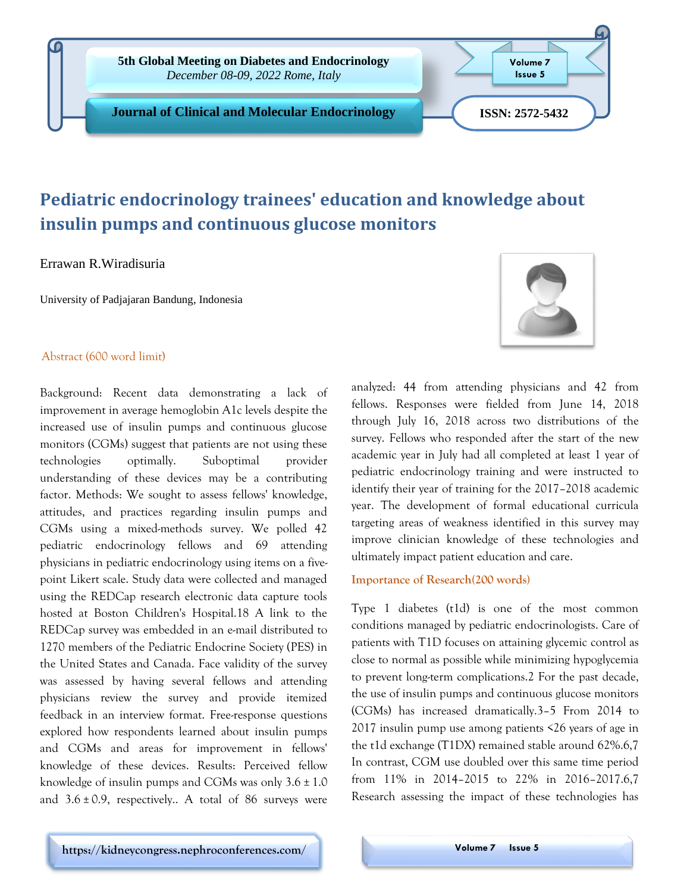# Pediatric endocrinology trainees' education and knowledge about insulin pumps and continuous glucose monitors

Errawan R.Wiradisuria

University of Padjajaran Bandung, Indonesia

## Abstract (600 word limit)

Background: Recent data demonstrating a lack of improvement in average hemoglobin A1c levels despite the increased use of insulin pumps and continuous glucose monitors (CGMs) suggest that patients are not using these technologies optimally. Suboptimal provider understanding of these devices may be a contributing factor. Methods: We sought to assess fellows' knowledge, attitudes, and practices regarding insulin pumps and CGMs using a mixed-methods survey. We polled 42 pediatric endocrinology fellows and 69 attending physicians in pediatric endocrinology using items on a five-point Likert scale. Study data were collected and managed using the REDCap research electronic data capture tools hosted at Boston Children's Hospital.18 A link to the REDCap survey was embedded in an e-mail distributed to 1270 members of the Pediatric Endocrine Society (PES) in the United States and Canada. Face validity of the survey was assessed by having several fellows and attending physicians review the survey and provide itemized feedback in an interview format. Free-response questions explored how respondents learned about insulin pumps and CGMs and areas for improvement in fellows' knowledge of these devices. Results: Perceived fellow knowledge of insulin pumps and CGMs was only 3.6 ± 1.0 and 3.6 ± 0.9, respectively.. A total of 86 surveys were analyzed: 44 from attending physicians and 42 from fellows. Responses were fielded from June 14, 2018 through July 16, 2018 across two distributions of the survey. Fellows who responded after the start of the new academic year in July had all completed at least 1 year of pediatric endocrinology training and were instructed to identify their year of training for the 2017–2018 academic year. The development of formal educational curricula targeting areas of weakness identified in this survey may improve clinician knowledge of these technologies and ultimately impact patient education and care.

## Importance of Research(200 words)

Type 1 diabetes (t1d) is one of the most common conditions managed by pediatric endocrinologists. Care of patients with T1D focuses on attaining glycemic control as close to normal as possible while minimizing hypoglycemia to prevent long-term complications.2 For the past decade, the use of insulin pumps and continuous glucose monitors (CGMs) has increased dramatically.3–5 From 2014 to 2017 insulin pump use among patients <26 years of age in the t1d exchange (T1DX) remained stable around 62%.6,7 In contrast, CGM use doubled over this same time period from 11% in 2014–2015 to 22% in 2016–2017.6,7 Research assessing the impact of these technologies has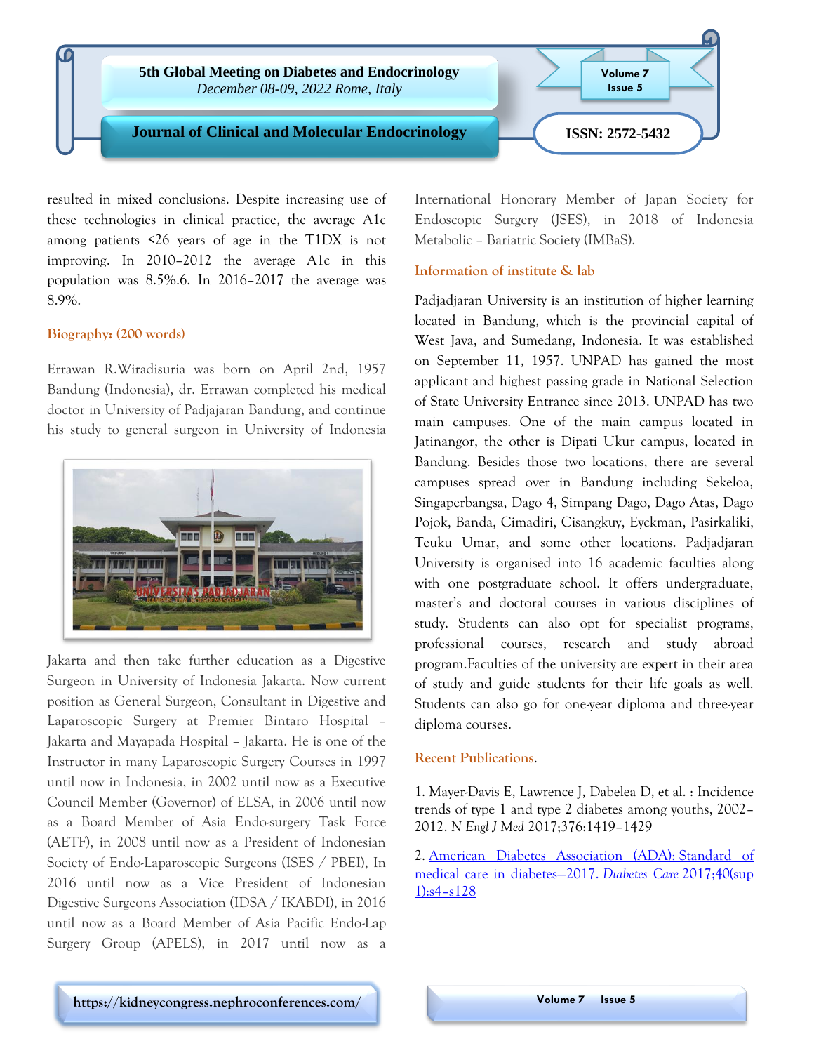resulted in mixed conclusions. Despite increasing use of these technologies in clinical practice, the average A1c among patients <26 years of age in the T1DX is not improving. In 2010–2012 the average A1c in this population was 8.5%.6. In 2016–2017 the average was 8.9%.

### Biography: (200 words)

Errawan R.Wiradisuria was born on April 2nd, 1957 Bandung (Indonesia), dr. Errawan completed his medical doctor in University of Padjajaran Bandung, and continue his study to general surgeon in University of Indonesia Jakarta and then take further education as a Digestive Surgeon in University of Indonesia Jakarta. Now current position as General Surgeon, Consultant in Digestive and Laparoscopic Surgery at Premier Bintaro Hospital – Jakarta and Mayapada Hospital – Jakarta. He is one of the Instructor in many Laparoscopic Surgery Courses in 1997 until now in Indonesia, in 2002 until now as a Executive Council Member (Governor) of ELSA, in 2006 until now as a Board Member of Asia Endo-surgery Task Force (AETF), in 2008 until now as a President of Indonesian Society of Endo-Laparoscopic Surgeons (ISES / PBEI), In 2016 until now as a Vice President of Indonesian Digestive Surgeons Association (IDSA / IKABDI), in 2016 until now as a Board Member of Asia Pacific Endo-Lap Surgery Group (APELS), in 2017 until now as a International Honorary Member of Japan Society for Endoscopic Surgery (JSES), in 2018 of Indonesia Metabolic – Bariatric Society (IMBaS).

### Information of institute & lab

Padjadjaran University is an institution of higher learning located in Bandung, which is the provincial capital of West Java, and Sumedang, Indonesia. It was established on September 11, 1957. UNPAD has gained the most applicant and highest passing grade in National Selection of State University Entrance since 2013. UNPAD has two main campuses. One of the main campus located in Jatinangor, the other is Dipati Ukur campus, located in Bandung. Besides those two locations, there are several campuses spread over in Bandung including Sekeloa, Singaperbangsa, Dago 4, Simpang Dago, Dago Atas, Dago Pojok, Banda, Cimadiri, Cisangkuy, Eyckman, Pasirkaliki, Teuku Umar, and some other locations. Padjadjaran University is organised into 16 academic faculties along with one postgraduate school. It offers undergraduate, master's and doctoral courses in various disciplines of study. Students can also opt for specialist programs, professional courses, research and study abroad program.Faculties of the university are expert in their area of study and guide students for their life goals as well. Students can also go for one-year diploma and three-year diploma courses.

### Recent Publications.

1. Mayer-Davis E, Lawrence J, Dabelea D, et al. : Incidence trends of type 1 and type 2 diabetes among youths, 2002–2012. *N Engl J Med* 2017;376:1419–1429

2. American Diabetes Association (ADA): Standard of medical care in diabetes—2017. *Diabetes Care* 2017;40(sup 1):s4–s128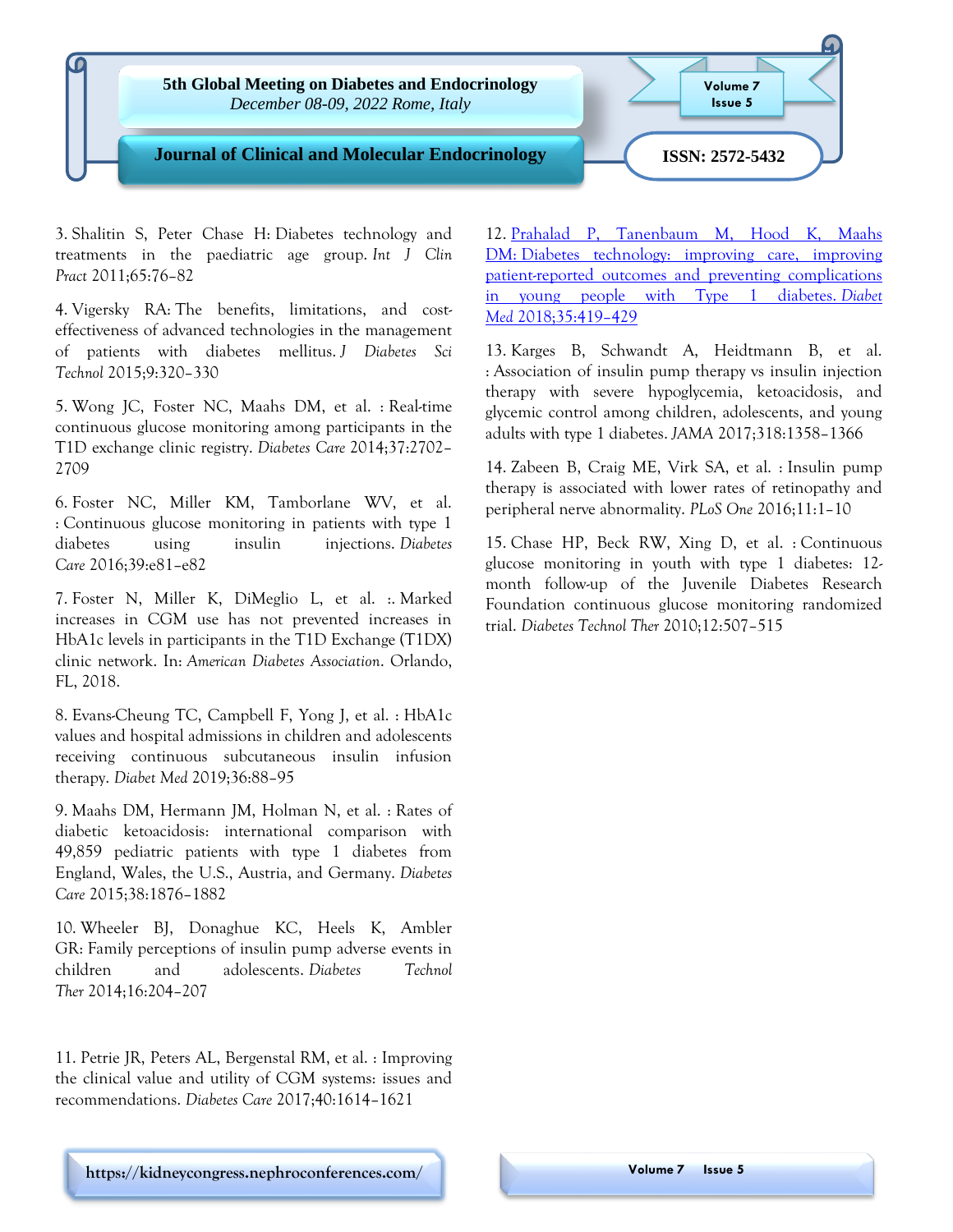3. Shalitin S, Peter Chase H: Diabetes technology and treatments in the paediatric age group. *Int J Clin Pract* 2011;65:76–82

4. Vigersky RA: The benefits, limitations, and cost-effectiveness of advanced technologies in the management of patients with diabetes mellitus. *J Diabetes Sci Technol* 2015;9:320–330

5. Wong JC, Foster NC, Maahs DM, et al. : Real-time continuous glucose monitoring among participants in the T1D exchange clinic registry. *Diabetes Care* 2014;37:2702–2709

6. Foster NC, Miller KM, Tamborlane WV, et al. : Continuous glucose monitoring in patients with type 1 diabetes using insulin injections. *Diabetes Care* 2016;39:e81–e82

7. Foster N, Miller K, DiMeglio L, et al. :. Marked increases in CGM use has not prevented increases in HbA1c levels in participants in the T1D Exchange (T1DX) clinic network. In: *American Diabetes Association*. Orlando, FL, 2018.

8. Evans-Cheung TC, Campbell F, Yong J, et al. : HbA1c values and hospital admissions in children and adolescents receiving continuous subcutaneous insulin infusion therapy. *Diabet Med* 2019;36:88–95

9. Maahs DM, Hermann JM, Holman N, et al. : Rates of diabetic ketoacidosis: international comparison with 49,859 pediatric patients with type 1 diabetes from England, Wales, the U.S., Austria, and Germany. *Diabetes Care* 2015;38:1876–1882

10. Wheeler BJ, Donaghue KC, Heels K, Ambler GR: Family perceptions of insulin pump adverse events in children and adolescents. *Diabetes Technol Ther* 2014;16:204–207

11. Petrie JR, Peters AL, Bergenstal RM, et al. : Improving the clinical value and utility of CGM systems: issues and recommendations. *Diabetes Care* 2017;40:1614–1621

12. Prahalad P, Tanenbaum M, Hood K, Maahs DM: Diabetes technology: improving care, improving patient-reported outcomes and preventing complications in young people with Type 1 diabetes. *Diabet Med* 2018;35:419–429

13. Karges B, Schwandt A, Heidtmann B, et al. : Association of insulin pump therapy vs insulin injection therapy with severe hypoglycemia, ketoacidosis, and glycemic control among children, adolescents, and young adults with type 1 diabetes. *JAMA* 2017;318:1358–1366

14. Zabeen B, Craig ME, Virk SA, et al. : Insulin pump therapy is associated with lower rates of retinopathy and peripheral nerve abnormality. *PLoS One* 2016;11:1–10

15. Chase HP, Beck RW, Xing D, et al. : Continuous glucose monitoring in youth with type 1 diabetes: 12-month follow-up of the Juvenile Diabetes Research Foundation continuous glucose monitoring randomized trial. *Diabetes Technol Ther* 2010;12:507–515